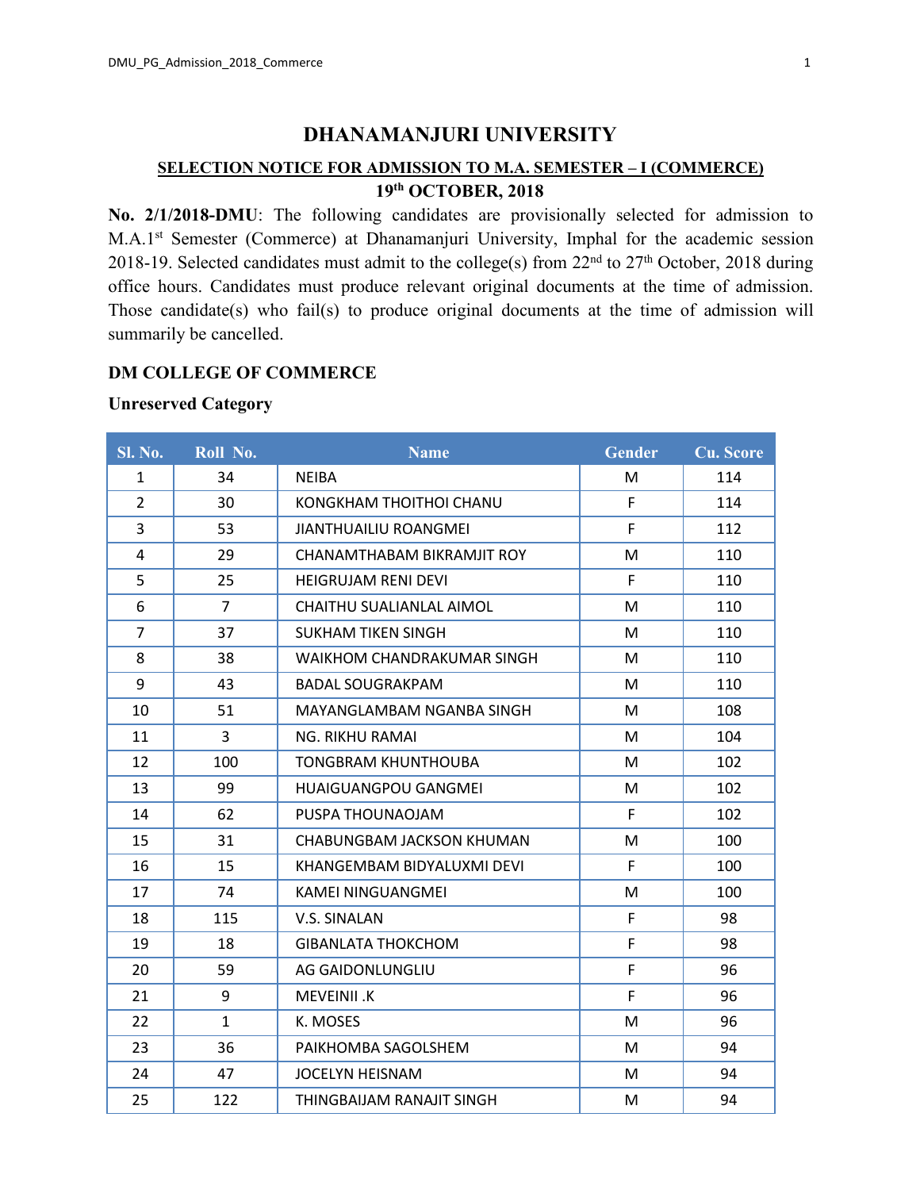# DHANAMANJURI UNIVERSITY

## SELECTION NOTICE FOR ADMISSION TO M.A. SEMESTER – I (COMMERCE)

### 19th OCTOBER, 2018

**No. 2/1/2018-DMU**: The following candidates are provisionally selected for admission to M.A.1st Semester (Commerce) at Dhanamanjuri University, Imphal for the academic session 2018-19. Selected candidates must admit to the college(s) from 22nd to 27th October, 2018 during office hours. Candidates must produce relevant original documents at the time of admission. Those candidate(s) who fail(s) to produce original documents at the time of admission will summarily be cancelled.

### DM COLLEGE OF COMMERCE

**Unreserved Category**

| Sl. No. | Roll No. | Name | Gender | Cu. Score |
|---|---|---|---|---|
| 1 | 34 | NEIBA | M | 114 |
| 2 | 30 | KONGKHAM THOITHOI CHANU | F | 114 |
| 3 | 53 | JIANTHUAILIU ROANGMEI | F | 112 |
| 4 | 29 | CHANAMTHABAM BIKRAMJIT ROY | M | 110 |
| 5 | 25 | HEIGRUJAM RENI DEVI | F | 110 |
| 6 | 7 | CHAITHU SUALIANLAL AIMOL | M | 110 |
| 7 | 37 | SUKHAM TIKEN SINGH | M | 110 |
| 8 | 38 | WAIKHOM CHANDRAKUMAR SINGH | M | 110 |
| 9 | 43 | BADAL SOUGRAKPAM | M | 110 |
| 10 | 51 | MAYANGLAMBAM NGANBA SINGH | M | 108 |
| 11 | 3 | NG. RIKHU RAMAI | M | 104 |
| 12 | 100 | TONGBRAM KHUNTHOUBA | M | 102 |
| 13 | 99 | HUAIGUANGPOU GANGMEI | M | 102 |
| 14 | 62 | PUSPA THOUNAOJAM | F | 102 |
| 15 | 31 | CHABUNGBAM JACKSON KHUMAN | M | 100 |
| 16 | 15 | KHANGEMBAM BIDYALUXMI DEVI | F | 100 |
| 17 | 74 | KAMEI NINGUANGMEI | M | 100 |
| 18 | 115 | V.S. SINALAN | F | 98 |
| 19 | 18 | GIBANLATA THOKCHOM | F | 98 |
| 20 | 59 | AG GAIDONLUNGLIU | F | 96 |
| 21 | 9 | MEVEINII .K | F | 96 |
| 22 | 1 | K. MOSES | M | 96 |
| 23 | 36 | PAIKHOMBA SAGOLSHEM | M | 94 |
| 24 | 47 | JOCELYN HEISNAM | M | 94 |
| 25 | 122 | THINGBAIJAM RANAJIT SINGH | M | 94 |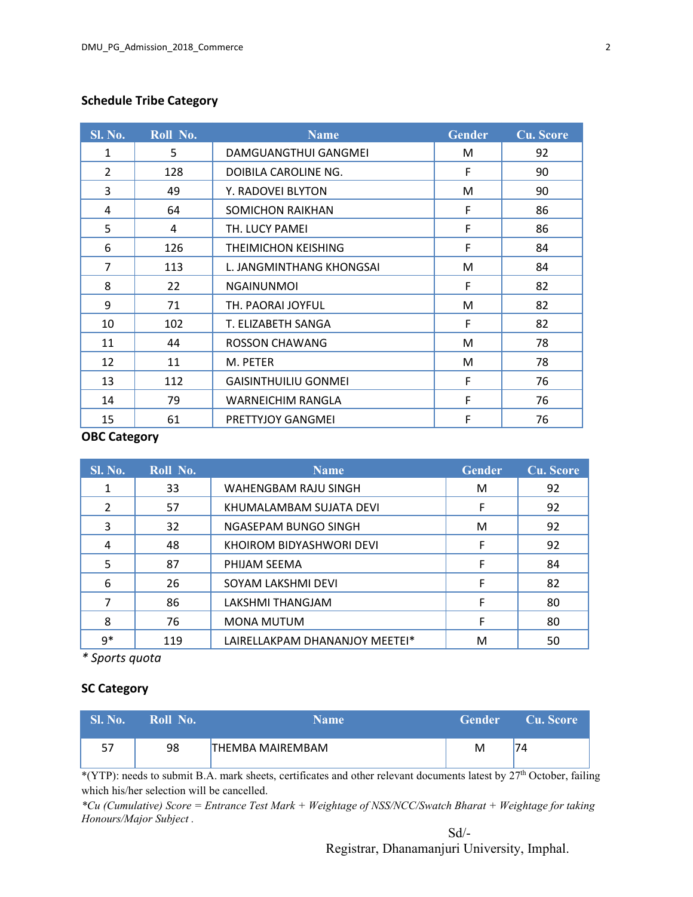### Schedule Tribe Category

| Sl. No. | Roll No. | Name | Gender | Cu. Score |
|---|---|---|---|---|
| 1 | 5 | DAMGUANGTHUI GANGMEI | M | 92 |
| 2 | 128 | DOIBILA CAROLINE NG. | F | 90 |
| 3 | 49 | Y. RADOVEI BLYTON | M | 90 |
| 4 | 64 | SOMICHON RAIKHAN | F | 86 |
| 5 | 4 | TH. LUCY PAMEI | F | 86 |
| 6 | 126 | THEIMICHON KEISHING | F | 84 |
| 7 | 113 | L. JANGMINTHANG KHONGSAI | M | 84 |
| 8 | 22 | NGAINUNMOI | F | 82 |
| 9 | 71 | TH. PAORAI JOYFUL | M | 82 |
| 10 | 102 | T. ELIZABETH SANGA | F | 82 |
| 11 | 44 | ROSSON CHAWANG | M | 78 |
| 12 | 11 | M. PETER | M | 78 |
| 13 | 112 | GAISINTHUILIU GONMEI | F | 76 |
| 14 | 79 | WARNEICHIM RANGLA | F | 76 |
| 15 | 61 | PRETTYJOY GANGMEI | F | 76 |

### OBC Category

| Sl. No. | Roll No. | Name | Gender | Cu. Score |
|---|---|---|---|---|
| 1 | 33 | WAHENGBAM RAJU SINGH | M | 92 |
| 2 | 57 | KHUMALAMBAM SUJATA DEVI | F | 92 |
| 3 | 32 | NGASEPAM BUNGO SINGH | M | 92 |
| 4 | 48 | KHOIROM BIDYASHWORI DEVI | F | 92 |
| 5 | 87 | PHIJAM SEEMA | F | 84 |
| 6 | 26 | SOYAM LAKSHMI DEVI | F | 82 |
| 7 | 86 | LAKSHMI THANGJAM | F | 80 |
| 8 | 76 | MONA MUTUM | F | 80 |
| 9* | 119 | LAIRELLAKPAM DHANANJOY MEETEI* | M | 50 |

*\* Sports quota*

### SC Category

| Sl. No. | Roll No. | Name | Gender | Cu. Score |
|---|---|---|---|---|
| 57 | 98 | THEMBA MAIREMBAM | M | 74 |

*(YTP): needs to submit B.A. mark sheets, certificates and other relevant documents latest by 27th October, failing which his/her selection will be cancelled.

*\*Cu (Cumulative) Score = Entrance Test Mark + Weightage of NSS/NCC/Swatch Bharat + Weightage for taking Honours/Major Subject .*

Sd/-
Registrar, Dhanamanjuri University, Imphal.